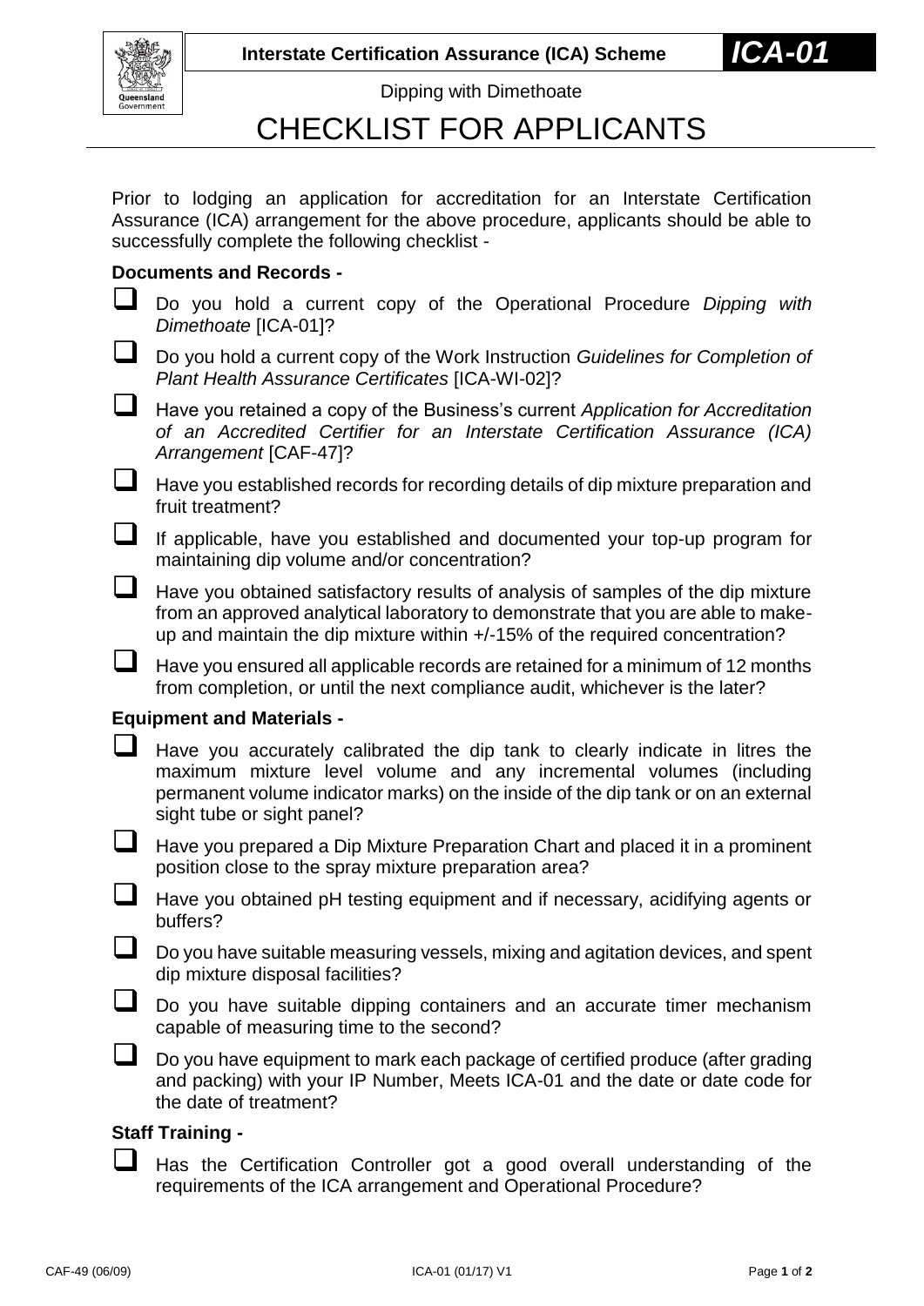**Interstate Certification Assurance (ICA) Scheme** ***ICA-01***

Dipping with Dimethoate

# CHECKLIST FOR APPLICANTS

Prior to lodging an application for accreditation for an Interstate Certification Assurance (ICA) arrangement for the above procedure, applicants should be able to successfully complete the following checklist -

### Documents and Records -

- ☐ Do you hold a current copy of the Operational Procedure *Dipping with Dimethoate* [ICA-01]?
- ☐ Do you hold a current copy of the Work Instruction *Guidelines for Completion of Plant Health Assurance Certificates* [ICA-WI-02]?
- ☐ Have you retained a copy of the Business's current *Application for Accreditation of an Accredited Certifier for an Interstate Certification Assurance (ICA) Arrangement* [CAF-47]?
- ☐ Have you established records for recording details of dip mixture preparation and fruit treatment?
- ☐ If applicable, have you established and documented your top-up program for maintaining dip volume and/or concentration?
- ☐ Have you obtained satisfactory results of analysis of samples of the dip mixture from an approved analytical laboratory to demonstrate that you are able to make-up and maintain the dip mixture within +/-15% of the required concentration?
- ☐ Have you ensured all applicable records are retained for a minimum of 12 months from completion, or until the next compliance audit, whichever is the later?

### Equipment and Materials -

- ☐ Have you accurately calibrated the dip tank to clearly indicate in litres the maximum mixture level volume and any incremental volumes (including permanent volume indicator marks) on the inside of the dip tank or on an external sight tube or sight panel?
- ☐ Have you prepared a Dip Mixture Preparation Chart and placed it in a prominent position close to the spray mixture preparation area?
- ☐ Have you obtained pH testing equipment and if necessary, acidifying agents or buffers?
- ☐ Do you have suitable measuring vessels, mixing and agitation devices, and spent dip mixture disposal facilities?
- ☐ Do you have suitable dipping containers and an accurate timer mechanism capable of measuring time to the second?
- ☐ Do you have equipment to mark each package of certified produce (after grading and packing) with your IP Number, Meets ICA-01 and the date or date code for the date of treatment?

### Staff Training -

- ☐ Has the Certification Controller got a good overall understanding of the requirements of the ICA arrangement and Operational Procedure?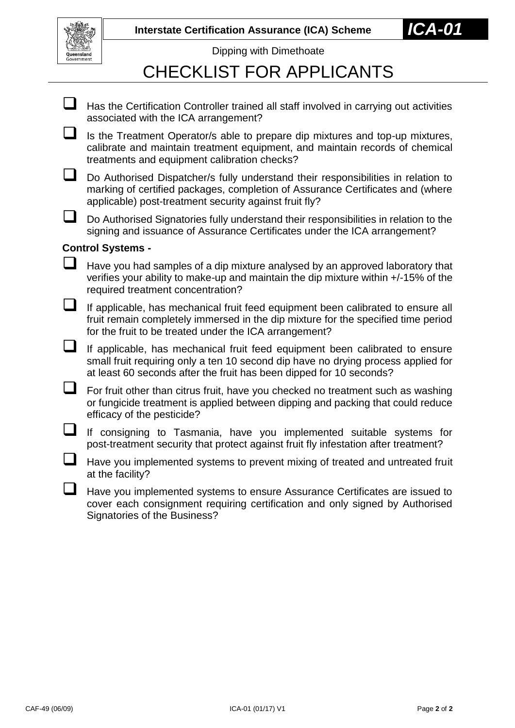Interstate Certification Assurance (ICA) Scheme

***ICA-01***

Dipping with Dimethoate

# CHECKLIST FOR APPLICANTS

- ☐ Has the Certification Controller trained all staff involved in carrying out activities associated with the ICA arrangement?
- ☐ Is the Treatment Operator/s able to prepare dip mixtures and top-up mixtures, calibrate and maintain treatment equipment, and maintain records of chemical treatments and equipment calibration checks?
- ☐ Do Authorised Dispatcher/s fully understand their responsibilities in relation to marking of certified packages, completion of Assurance Certificates and (where applicable) post-treatment security against fruit fly?
- ☐ Do Authorised Signatories fully understand their responsibilities in relation to the signing and issuance of Assurance Certificates under the ICA arrangement?

**Control Systems -**

- ☐ Have you had samples of a dip mixture analysed by an approved laboratory that verifies your ability to make-up and maintain the dip mixture within +/-15% of the required treatment concentration?
- ☐ If applicable, has mechanical fruit feed equipment been calibrated to ensure all fruit remain completely immersed in the dip mixture for the specified time period for the fruit to be treated under the ICA arrangement?
- ☐ If applicable, has mechanical fruit feed equipment been calibrated to ensure small fruit requiring only a ten 10 second dip have no drying process applied for at least 60 seconds after the fruit has been dipped for 10 seconds?
- ☐ For fruit other than citrus fruit, have you checked no treatment such as washing or fungicide treatment is applied between dipping and packing that could reduce efficacy of the pesticide?
- ☐ If consigning to Tasmania, have you implemented suitable systems for post-treatment security that protect against fruit fly infestation after treatment?
- ☐ Have you implemented systems to prevent mixing of treated and untreated fruit at the facility?
- ☐ Have you implemented systems to ensure Assurance Certificates are issued to cover each consignment requiring certification and only signed by Authorised Signatories of the Business?

CAF-49 (06/09) ICA-01 (01/17) V1